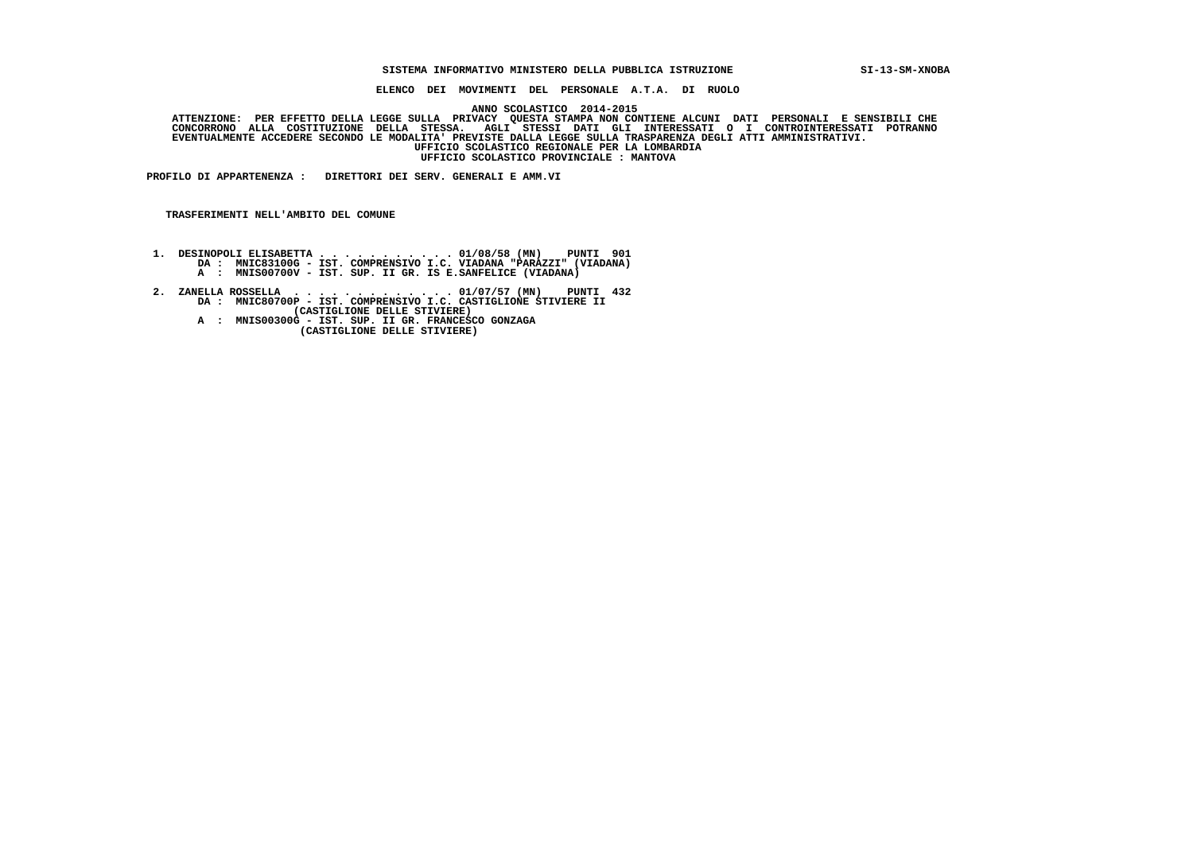SISTEMA INFORMATIVO MINISTERO DELLA PUBBLICA ISTRUZIONE SI-13-SM-XNOBA

**ELENCO DEI MOVIMENTI DEL PERSONALE A.T.A. DI RUOLO**

**ANNO SCOLASTICO 2014-2015**

ATTENZIONE: PER EFFETTO DELLA LEGGE SULLA PRIVACY QUESTA STAMPA NON CONTIENE ALCUNI DATI PERSONALI E SENSIBILI CHE CONCORRONO ALLA COSTITUZIONE DELLA STESSA. AGLI STESSI DATI GLI INTERESSATI O I CONTROINTERESSATI POTRANNO EVENTUALMENTE ACCEDERE SECONDO LE MODALITA' PREVISTE DALLA LEGGE SULLA TRASPARENZA DEGLI ATTI AMMINISTRATIVI.

UFFICIO SCOLASTICO REGIONALE PER LA LOMBARDIA

UFFICIO SCOLASTICO PROVINCIALE : MANTOVA

**PROFILO DI APPARTENENZA : DIRETTORI DEI SERV. GENERALI E AMM.VI**

**TRASFERIMENTI NELL'AMBITO DEL COMUNE**

1. DESINOPOLI ELISABETTA . . . . . . . . . . . . 01/08/58 (MN) PUNTI 901
   DA : MNIC83100G - IST. COMPRENSIVO I.C. VIADANA "PARAZZI" (VIADANA)
   A : MNIS00700V - IST. SUP. II GR. IS E.SANFELICE (VIADANA)

2. ZANELLA ROSSELLA . . . . . . . . . . . . . . 01/07/57 (MN) PUNTI 432
   DA : MNIC80700P - IST. COMPRENSIVO I.C. CASTIGLIONE STIVIERE II (CASTIGLIONE DELLE STIVIERE)
   A : MNIS00300G - IST. SUP. II GR. FRANCESCO GONZAGA (CASTIGLIONE DELLE STIVIERE)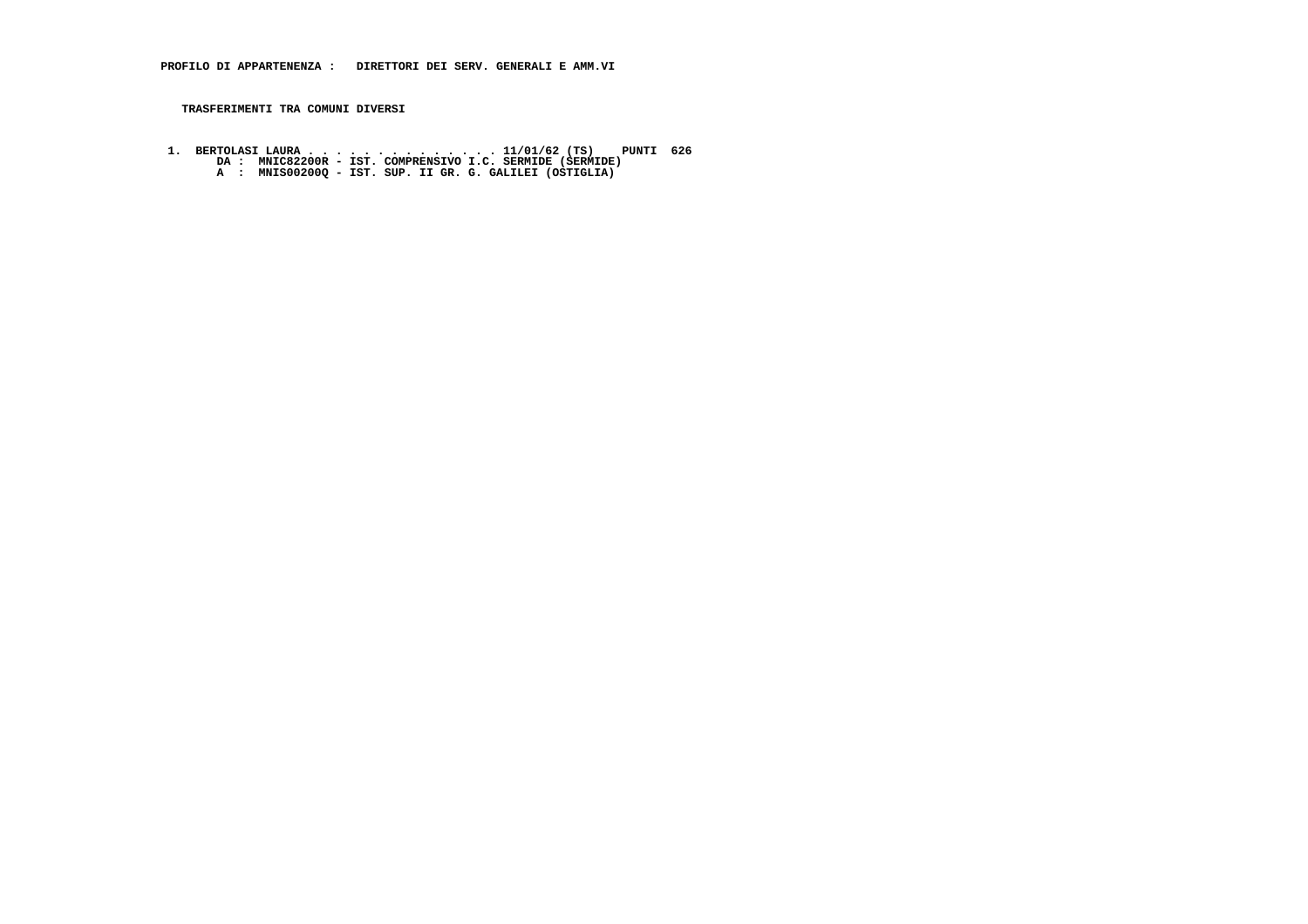**PROFILO DI APPARTENENZA : DIRETTORI DEI SERV. GENERALI E AMM.VI**

**TRASFERIMENTI TRA COMUNI DIVERSI**

1. **BERTOLASI LAURA . . . . . . . . . . . . . . 11/01/62 (TS) PUNTI 626**
   **DA : MNIC82200R - IST. COMPRENSIVO I.C. SERMIDE (SERMIDE)**
   **A : MNIS00200Q - IST. SUP. II GR. G. GALILEI (OSTIGLIA)**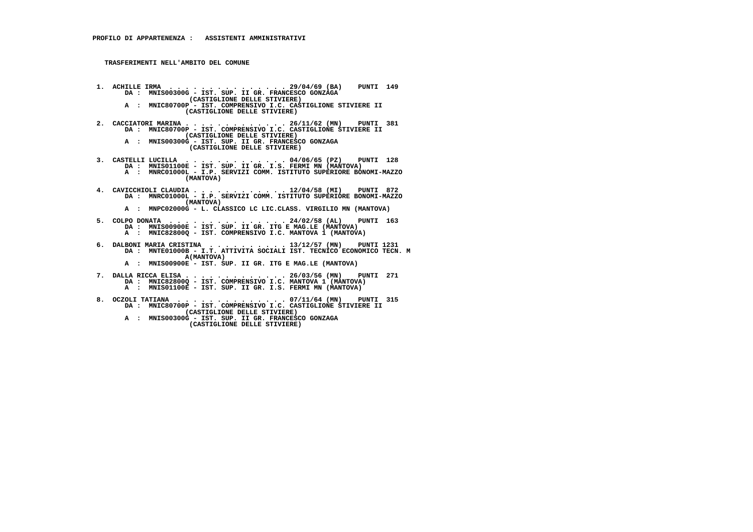**PROFILO DI APPARTENENZA : ASSISTENTI AMMINISTRATIVI**

**TRASFERIMENTI NELL'AMBITO DEL COMUNE**

1. ACHILLE IRMA . . . . . . . . . . . . . . 29/04/69 (BA) PUNTI 149
   DA : MNIS00300G - IST. SUP. II GR. FRANCESCO GONZAGA
   (CASTIGLIONE DELLE STIVIERE)
   A : MNIC80700P - IST. COMPRENSIVO I.C. CASTIGLIONE STIVIERE II
   (CASTIGLIONE DELLE STIVIERE)

2. CACCIATORI MARINA . . . . . . . . . . . . . 26/11/62 (MN) PUNTI 381
   DA : MNIC80700P - IST. COMPRENSIVO I.C. CASTIGLIONE STIVIERE II
   (CASTIGLIONE DELLE STIVIERE)
   A : MNIS00300G - IST. SUP. II GR. FRANCESCO GONZAGA
   (CASTIGLIONE DELLE STIVIERE)

3. CASTELLI LUCILLA . . . . . . . . . . . . . 04/06/65 (PZ) PUNTI 128
   DA : MNIS01100E - IST. SUP. II GR. I.S. FERMI MN (MANTOVA)
   A : MNRC01000L - I.P. SERVIZI COMM. ISTITUTO SUPERIORE BONOMI-MAZZO
   (MANTOVA)

4. CAVICCHIOLI CLAUDIA . . . . . . . . . . . . 12/04/58 (MI) PUNTI 872
   DA : MNRC01000L - I.P. SERVIZI COMM. ISTITUTO SUPERIORE BONOMI-MAZZO
   (MANTOVA)
   A : MNPC02000G - L. CLASSICO LC LIC.CLASS. VIRGILIO MN (MANTOVA)

5. COLPO DONATA . . . . . . . . . . . . . . 24/02/58 (AL) PUNTI 163
   DA : MNIS00900E - IST. SUP. II GR. ITG E MAG.LE (MANTOVA)
   A : MNIC82800Q - IST. COMPRENSIVO I.C. MANTOVA 1 (MANTOVA)

6. DALBONI MARIA CRISTINA . . . . . . . . . . . 13/12/57 (MN) PUNTI 1231
   DA : MNTE01000B - I.T. ATTIVITA SOCIALI IST. TECNICO ECONOMICO TECN. M
   A(MANTOVA)
   A : MNIS00900E - IST. SUP. II GR. ITG E MAG.LE (MANTOVA)

7. DALLA RICCA ELISA . . . . . . . . . . . . . 26/03/56 (MN) PUNTI 271
   DA : MNIC82800Q - IST. COMPRENSIVO I.C. MANTOVA 1 (MANTOVA)
   A : MNIS01100E - IST. SUP. II GR. I.S. FERMI MN (MANTOVA)

8. OCZOLI TATIANA . . . . . . . . . . . . . . 07/11/64 (MN) PUNTI 315
   DA : MNIC80700P - IST. COMPRENSIVO I.C. CASTIGLIONE STIVIERE II
   (CASTIGLIONE DELLE STIVIERE)
   A : MNIS00300G - IST. SUP. II GR. FRANCESCO GONZAGA
   (CASTIGLIONE DELLE STIVIERE)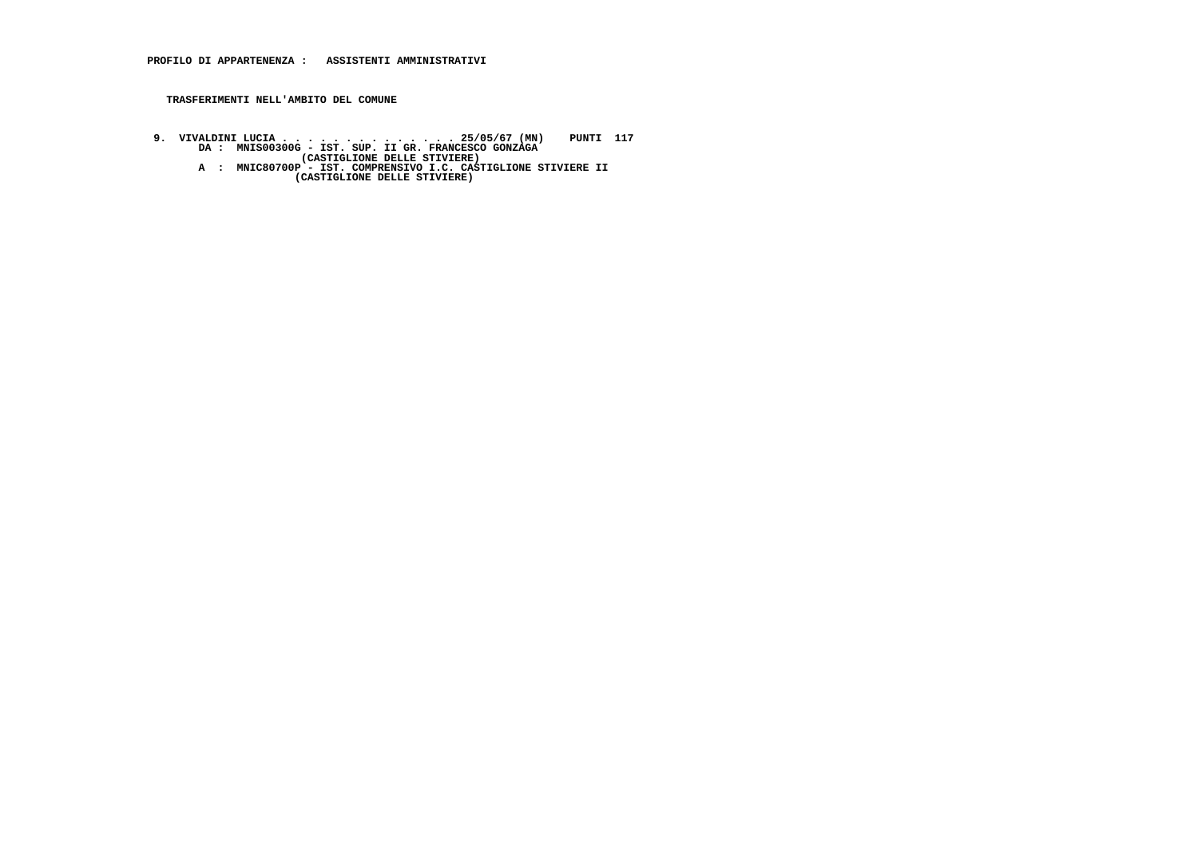**PROFILO DI APPARTENENZA : ASSISTENTI AMMINISTRATIVI**

**TRASFERIMENTI NELL'AMBITO DEL COMUNE**

```
 9.  VIVALDINI LUCIA . . . . . . . . . . . . . . 25/05/67 (MN)    PUNTI  117
        DA :  MNIS00300G - IST. SUP. II GR. FRANCESCO GONZAGA
                    (CASTIGLIONE DELLE STIVIERE)
        A  :  MNIC80700P - IST. COMPRENSIVO I.C. CASTIGLIONE STIVIERE II
                    (CASTIGLIONE DELLE STIVIERE)
```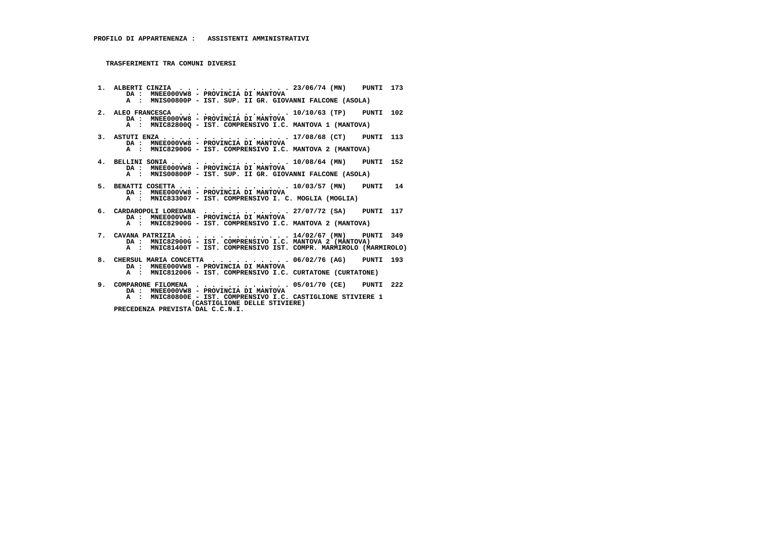**PROFILO DI APPARTENENZA : ASSISTENTI AMMINISTRATIVI**

**TRASFERIMENTI TRA COMUNI DIVERSI**

```
 1. ALBERTI CINZIA  . . . . . . . . . . . . . 23/06/74 (MN)    PUNTI  173
      DA :  MNEE000VW8 - PROVINCIA DI MANTOVA
      A  :  MNIS00800P - IST. SUP. II GR. GIOVANNI FALCONE (ASOLA)

 2. ALEO FRANCESCA  . . . . . . . . . . . . . 10/10/63 (TP)    PUNTI  102
      DA :  MNEE000VW8 - PROVINCIA DI MANTOVA
      A  :  MNIC82800Q - IST. COMPRENSIVO I.C. MANTOVA 1 (MANTOVA)

 3. ASTUTI ENZA . . . . . . . . . . . . . . . 17/08/68 (CT)    PUNTI  113
      DA :  MNEE000VW8 - PROVINCIA DI MANTOVA
      A  :  MNIC82900G - IST. COMPRENSIVO I.C. MANTOVA 2 (MANTOVA)

 4. BELLINI SONIA . . . . . . . . . . . . . . 10/08/64 (MN)    PUNTI  152
      DA :  MNEE000VW8 - PROVINCIA DI MANTOVA
      A  :  MNIS00800P - IST. SUP. II GR. GIOVANNI FALCONE (ASOLA)

 5. BENATTI COSETTA . . . . . . . . . . . . . 10/03/57 (MN)    PUNTI   14
      DA :  MNEE000VW8 - PROVINCIA DI MANTOVA
      A  :  MNIC833007 - IST. COMPRENSIVO I. C. MOGLIA (MOGLIA)

 6. CARDAROPOLI LOREDANA  . . . . . . . . . . 27/07/72 (SA)    PUNTI  117
      DA :  MNEE000VW8 - PROVINCIA DI MANTOVA
      A  :  MNIC82900G - IST. COMPRENSIVO I.C. MANTOVA 2 (MANTOVA)

 7. CAVANA PATRIZIA . . . . . . . . . . . . . 14/02/67 (MN)    PUNTI  349
      DA :  MNIC82900G - IST. COMPRENSIVO I.C. MANTOVA 2 (MANTOVA)
      A  :  MNIC81400T - IST. COMPRENSIVO IST. COMPR. MARMIROLO (MARMIROLO)

 8. CHERSUL MARIA CONCETTA  . . . . . . . . . 06/02/76 (AG)    PUNTI  193
      DA :  MNEE000VW8 - PROVINCIA DI MANTOVA
      A  :  MNIC812006 - IST. COMPRENSIVO I.C. CURTATONE (CURTATONE)

 9. COMPARONE FILOMENA  . . . . . . . . . . . 05/01/70 (CE)    PUNTI  222
      DA :  MNEE000VW8 - PROVINCIA DI MANTOVA
      A  :  MNIC80800E - IST. COMPRENSIVO I.C. CASTIGLIONE STIVIERE 1
                     (CASTIGLIONE DELLE STIVIERE)
    PRECEDENZA PREVISTA DAL C.C.N.I.
```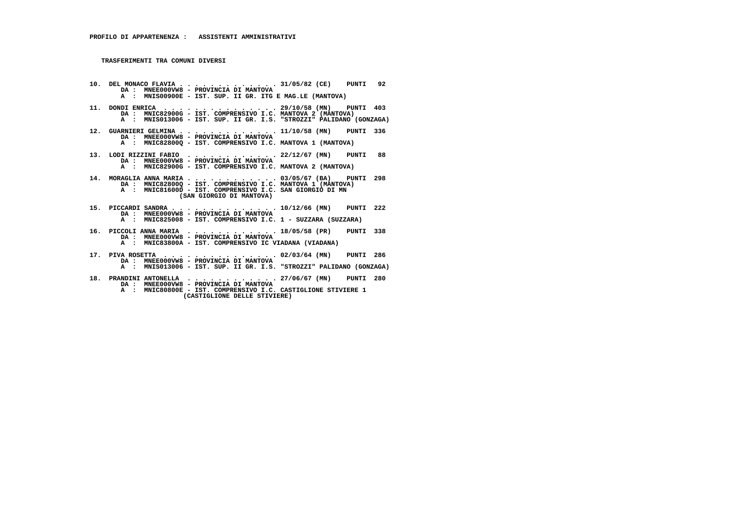**PROFILO DI APPARTENENZA : ASSISTENTI AMMINISTRATIVI**

**TRASFERIMENTI TRA COMUNI DIVERSI**

**10. DEL MONACO FLAVIA . . . . . . . . . . . . . 31/05/82 (CE) PUNTI 92**
DA : MNEE000VW8 - PROVINCIA DI MANTOVA
A : MNIS00900E - IST. SUP. II GR. ITG E MAG.LE (MANTOVA)

**11. DONDI ENRICA . . . . . . . . . . . . . . . 29/10/58 (MN) PUNTI 403**
DA : MNIC82900G - IST. COMPRENSIVO I.C. MANTOVA 2 (MANTOVA)
A : MNIS013006 - IST. SUP. II GR. I.S. "STROZZI" PALIDANO (GONZAGA)

**12. GUARNIERI GELMINA . . . . . . . . . . . . . 11/10/58 (MN) PUNTI 336**
DA : MNEE000VW8 - PROVINCIA DI MANTOVA
A : MNIC82800Q - IST. COMPRENSIVO I.C. MANTOVA 1 (MANTOVA)

**13. LODI RIZZINI FABIO . . . . . . . . . . . . 22/12/67 (MN) PUNTI 88**
DA : MNEE000VW8 - PROVINCIA DI MANTOVA
A : MNIC82900G - IST. COMPRENSIVO I.C. MANTOVA 2 (MANTOVA)

**14. MORAGLIA ANNA MARIA . . . . . . . . . . . . 03/05/67 (BA) PUNTI 298**
DA : MNIC82800Q - IST. COMPRENSIVO I.C. MANTOVA 1 (MANTOVA)
A : MNIC81600D - IST. COMPRENSIVO I.C. SAN GIORGIO DI MN
(SAN GIORGIO DI MANTOVA)

**15. PICCARDI SANDRA . . . . . . . . . . . . . . 10/12/66 (MN) PUNTI 222**
DA : MNEE000VW8 - PROVINCIA DI MANTOVA
A : MNIC825008 - IST. COMPRENSIVO I.C. 1 - SUZZARA (SUZZARA)

**16. PICCOLI ANNA MARIA . . . . . . . . . . . . 18/05/58 (PR) PUNTI 338**
DA : MNEE000VW8 - PROVINCIA DI MANTOVA
A : MNIC83800A - IST. COMPRENSIVO IC VIADANA (VIADANA)

**17. PIVA ROSETTA . . . . . . . . . . . . . . . 02/03/64 (MN) PUNTI 286**
DA : MNEE000VW8 - PROVINCIA DI MANTOVA
A : MNIS013006 - IST. SUP. II GR. I.S. "STROZZI" PALIDANO (GONZAGA)

**18. PRANDINI ANTONELLA . . . . . . . . . . . . 27/06/67 (MN) PUNTI 280**
DA : MNEE000VW8 - PROVINCIA DI MANTOVA
A : MNIC80800E - IST. COMPRENSIVO I.C. CASTIGLIONE STIVIERE 1
(CASTIGLIONE DELLE STIVIERE)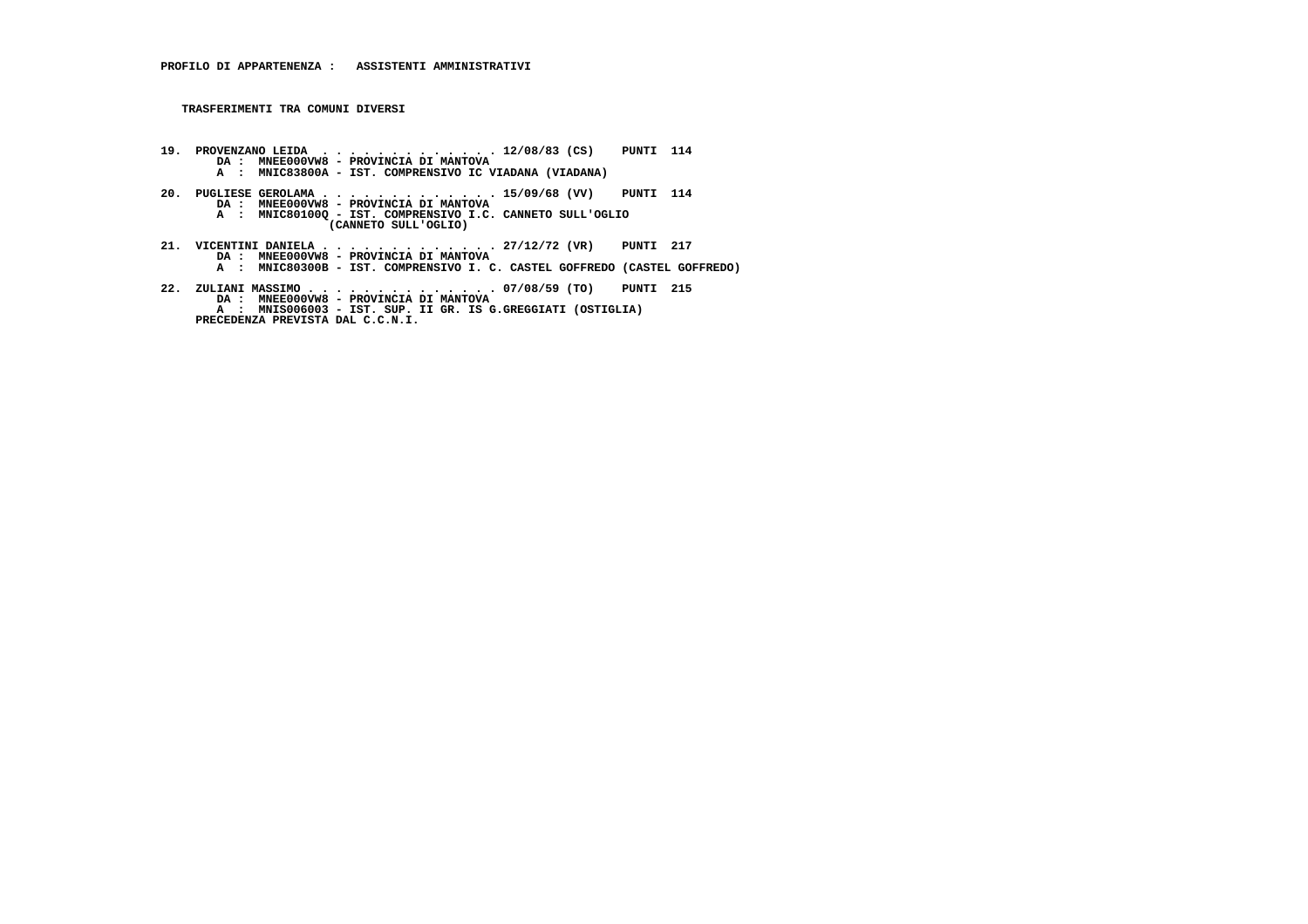**PROFILO DI APPARTENENZA :   ASSISTENTI AMMINISTRATIVI**

**TRASFERIMENTI TRA COMUNI DIVERSI**

**19. PROVENZANO LEIDA . . . . . . . . . . . . . 12/08/83 (CS)   PUNTI 114**
   DA : MNEE000VW8 - PROVINCIA DI MANTOVA
   A : MNIC83800A - IST. COMPRENSIVO IC VIADANA (VIADANA)

**20. PUGLIESE GEROLAMA . . . . . . . . . . . . . 15/09/68 (VV)   PUNTI 114**
   DA : MNEE000VW8 - PROVINCIA DI MANTOVA
   A : MNIC80100Q - IST. COMPRENSIVO I.C. CANNETO SULL'OGLIO (CANNETO SULL'OGLIO)

**21. VICENTINI DANIELA . . . . . . . . . . . . . 27/12/72 (VR)   PUNTI 217**
   DA : MNEE000VW8 - PROVINCIA DI MANTOVA
   A : MNIC80300B - IST. COMPRENSIVO I. C. CASTEL GOFFREDO (CASTEL GOFFREDO)

**22. ZULIANI MASSIMO . . . . . . . . . . . . . 07/08/59 (TO)   PUNTI 215**
   DA : MNEE000VW8 - PROVINCIA DI MANTOVA
   A : MNIS006003 - IST. SUP. II GR. IS G.GREGGIATI (OSTIGLIA)
   PRECEDENZA PREVISTA DAL C.C.N.I.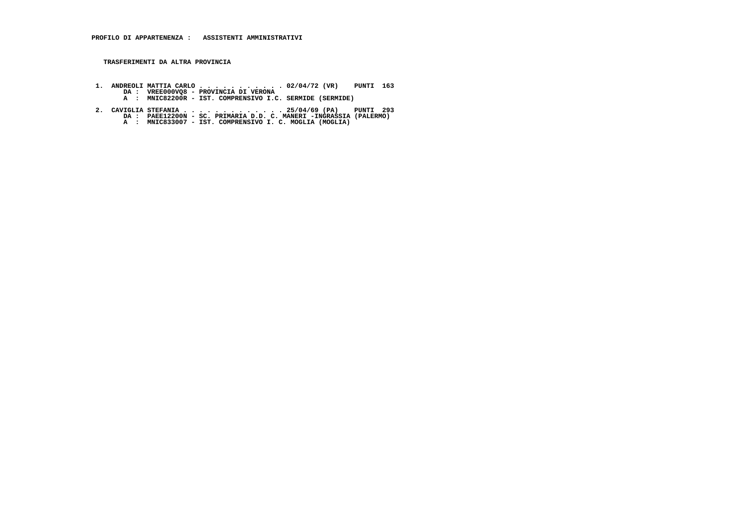**PROFILO DI APPARTENENZA : ASSISTENTI AMMINISTRATIVI**

**TRASFERIMENTI DA ALTRA PROVINCIA**

1. **ANDREOLI MATTIA CARLO . . . . . . . . . . . 02/04/72 (VR) PUNTI 163**
   DA : VREE000VQ8 - PROVINCIA DI VERONA
   A : MNIC82200R - IST. COMPRENSIVO I.C. SERMIDE (SERMIDE)

2. **CAVIGLIA STEFANIA . . . . . . . . . . . . . 25/04/69 (PA) PUNTI 293**
   DA : PAEE12200N - SC. PRIMARIA D.D. C. MANERI -INGRASSIA (PALERMO)
   A : MNIC833007 - IST. COMPRENSIVO I. C. MOGLIA (MOGLIA)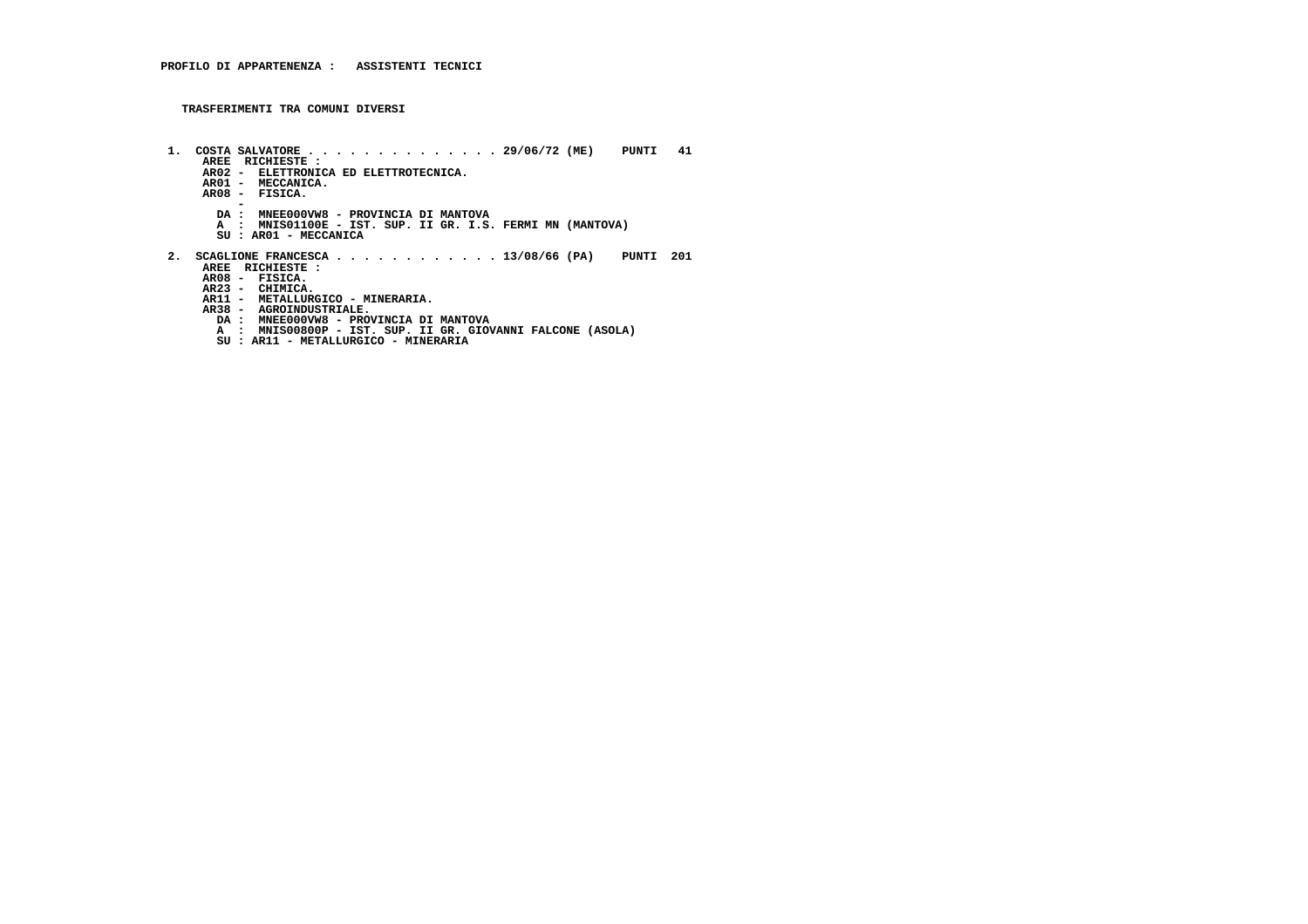**PROFILO DI APPARTENENZA : ASSISTENTI TECNICI**

**TRASFERIMENTI TRA COMUNI DIVERSI**

**1. COSTA SALVATORE . . . . . . . . . . . . . . 29/06/72 (ME) PUNTI 41**
AREE RICHIESTE :
AR02 - ELETTRONICA ED ELETTROTECNICA.
AR01 - MECCANICA.
AR08 - FISICA.
-
DA : MNEE000VW8 - PROVINCIA DI MANTOVA
A : MNIS01100E - IST. SUP. II GR. I.S. FERMI MN (MANTOVA)
SU : AR01 - MECCANICA

**2. SCAGLIONE FRANCESCA . . . . . . . . . . . . 13/08/66 (PA) PUNTI 201**
AREE RICHIESTE :
AR08 - FISICA.
AR23 - CHIMICA.
AR11 - METALLURGICO - MINERARIA.
AR38 - AGROINDUSTRIALE.
DA : MNEE000VW8 - PROVINCIA DI MANTOVA
A : MNIS00800P - IST. SUP. II GR. GIOVANNI FALCONE (ASOLA)
SU : AR11 - METALLURGICO - MINERARIA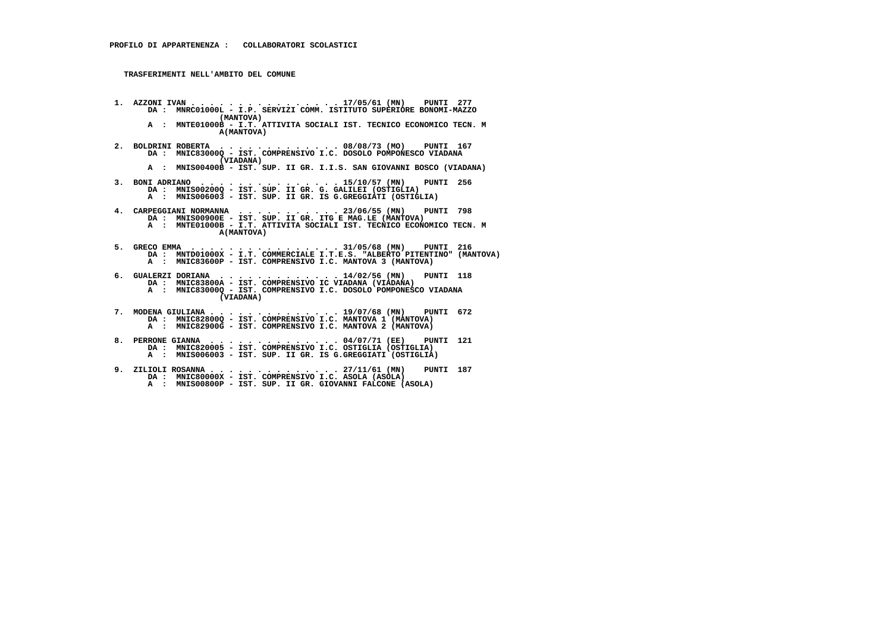**PROFILO DI APPARTENENZA : COLLABORATORI SCOLASTICI**

**TRASFERIMENTI NELL'AMBITO DEL COMUNE**

1. AZZONI IVAN . . . . . . . . . . . . . . . . 17/05/61 (MN) PUNTI 277
   DA : MNRC01000L - I.P. SERVIZI COMM. ISTITUTO SUPERIORE BONOMI-MAZZO (MANTOVA)
   A : MNTE01000B - I.T. ATTIVITA SOCIALI IST. TECNICO ECONOMICO TECN. M A(MANTOVA)

2. BOLDRINI ROBERTA . . . . . . . . . . . . . . 08/08/73 (MO) PUNTI 167
   DA : MNIC83000Q - IST. COMPRENSIVO I.C. DOSOLO POMPONESCO VIADANA (VIADANA)
   A : MNIS00400B - IST. SUP. II GR. I.I.S. SAN GIOVANNI BOSCO (VIADANA)

3. BONI ADRIANO . . . . . . . . . . . . . . . 15/10/57 (MN) PUNTI 256
   DA : MNIS00200Q - IST. SUP. II GR. G. GALILEI (OSTIGLIA)
   A : MNIS006003 - IST. SUP. II GR. IS G.GREGGIATI (OSTIGLIA)

4. CARPEGGIANI NORMANNA . . . . . . . . . . . 23/06/55 (MN) PUNTI 798
   DA : MNIS00900E - IST. SUP. II GR. ITG E MAG.LE (MANTOVA)
   A : MNTE01000B - I.T. ATTIVITA SOCIALI IST. TECNICO ECONOMICO TECN. M A(MANTOVA)

5. GRECO EMMA . . . . . . . . . . . . . . . . 31/05/68 (MN) PUNTI 216
   DA : MNTD01000X - I.T. COMMERCIALE I.T.E.S. "ALBERTO PITENTINO" (MANTOVA)
   A : MNIC83600P - IST. COMPRENSIVO I.C. MANTOVA 3 (MANTOVA)

6. GUALERZI DORIANA . . . . . . . . . . . . . 14/02/56 (MN) PUNTI 118
   DA : MNIC83800A - IST. COMPRENSIVO IC VIADANA (VIADANA)
   A : MNIC83000Q - IST. COMPRENSIVO I.C. DOSOLO POMPONESCO VIADANA (VIADANA)

7. MODENA GIULIANA . . . . . . . . . . . . . . 19/07/68 (MN) PUNTI 672
   DA : MNIC82800Q - IST. COMPRENSIVO I.C. MANTOVA 1 (MANTOVA)
   A : MNIC82900G - IST. COMPRENSIVO I.C. MANTOVA 2 (MANTOVA)

8. PERRONE GIANNA . . . . . . . . . . . . . . 04/07/71 (EE) PUNTI 121
   DA : MNIC820005 - IST. COMPRENSIVO I.C. OSTIGLIA (OSTIGLIA)
   A : MNIS006003 - IST. SUP. II GR. IS G.GREGGIATI (OSTIGLIA)

9. ZILIOLI ROSANNA . . . . . . . . . . . . . . 27/11/61 (MN) PUNTI 187
   DA : MNIC80000X - IST. COMPRENSIVO I.C. ASOLA (ASOLA)
   A : MNIS00800P - IST. SUP. II GR. GIOVANNI FALCONE (ASOLA)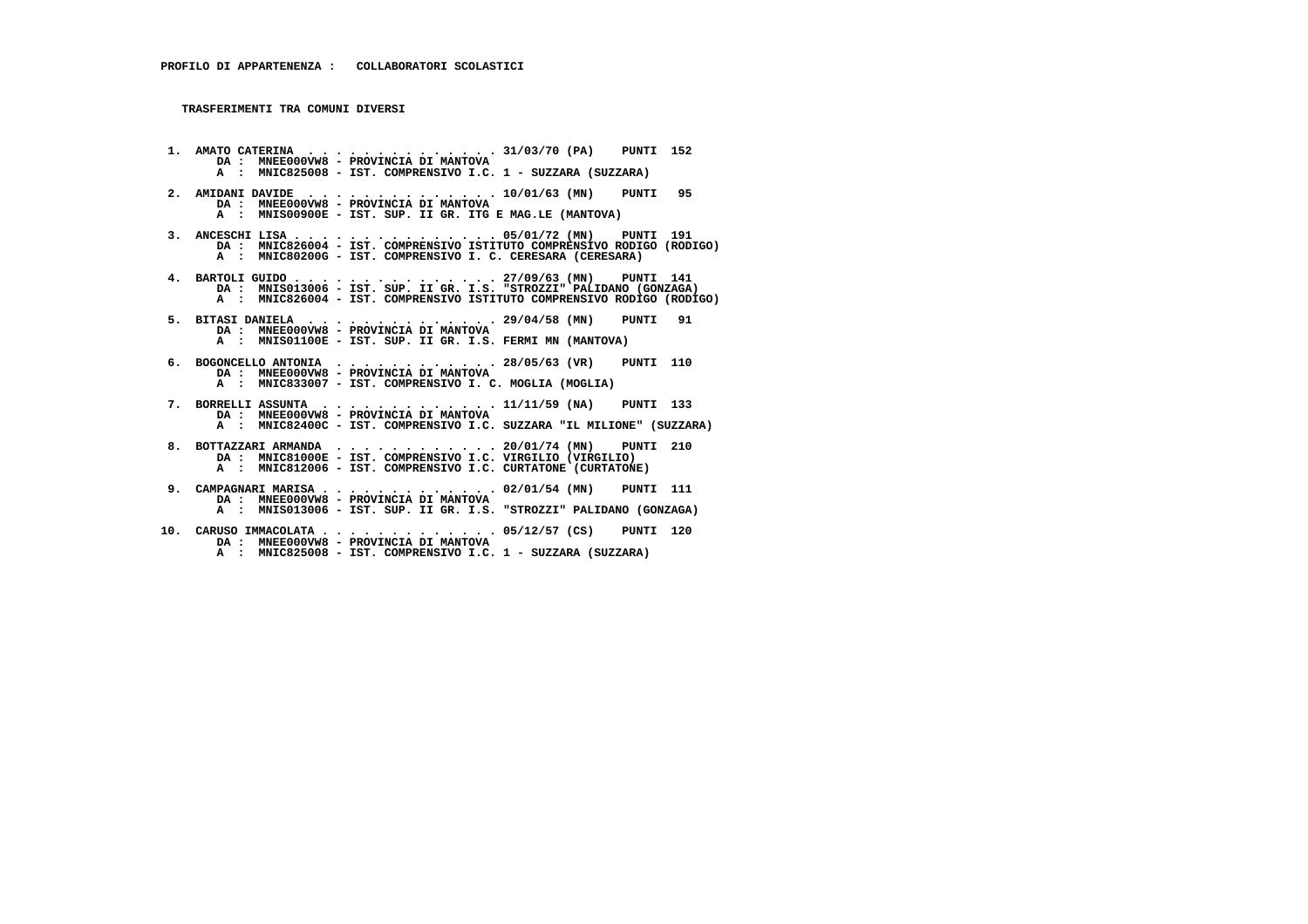**PROFILO DI APPARTENENZA : COLLABORATORI SCOLASTICI**

**TRASFERIMENTI TRA COMUNI DIVERSI**

1. AMATO CATERINA . . . . . . . . . . . . . . 31/03/70 (PA) PUNTI 152
   DA : MNEE000VW8 - PROVINCIA DI MANTOVA
   A : MNIC825008 - IST. COMPRENSIVO I.C. 1 - SUZZARA (SUZZARA)

2. AMIDANI DAVIDE . . . . . . . . . . . . . . 10/01/63 (MN) PUNTI 95
   DA : MNEE000VW8 - PROVINCIA DI MANTOVA
   A : MNIS00900E - IST. SUP. II GR. ITG E MAG.LE (MANTOVA)

3. ANCESCHI LISA . . . . . . . . . . . . . . 05/01/72 (MN) PUNTI 191
   DA : MNIC826004 - IST. COMPRENSIVO ISTITUTO COMPRENSIVO RODIGO (RODIGO)
   A : MNIC80200G - IST. COMPRENSIVO I. C. CERESARA (CERESARA)

4. BARTOLI GUIDO . . . . . . . . . . . . . . 27/09/63 (MN) PUNTI 141
   DA : MNIS013006 - IST. SUP. II GR. I.S. "STROZZI" PALIDANO (GONZAGA)
   A : MNIC826004 - IST. COMPRENSIVO ISTITUTO COMPRENSIVO RODIGO (RODIGO)

5. BITASI DANIELA . . . . . . . . . . . . . . 29/04/58 (MN) PUNTI 91
   DA : MNEE000VW8 - PROVINCIA DI MANTOVA
   A : MNIS01100E - IST. SUP. II GR. I.S. FERMI MN (MANTOVA)

6. BOGONCELLO ANTONIA . . . . . . . . . . . . 28/05/63 (VR) PUNTI 110
   DA : MNEE000VW8 - PROVINCIA DI MANTOVA
   A : MNIC833007 - IST. COMPRENSIVO I. C. MOGLIA (MOGLIA)

7. BORRELLI ASSUNTA . . . . . . . . . . . . . 11/11/59 (NA) PUNTI 133
   DA : MNEE000VW8 - PROVINCIA DI MANTOVA
   A : MNIC82400C - IST. COMPRENSIVO I.C. SUZZARA "IL MILIONE" (SUZZARA)

8. BOTTAZZARI ARMANDA . . . . . . . . . . . . 20/01/74 (MN) PUNTI 210
   DA : MNIC81000E - IST. COMPRENSIVO I.C. VIRGILIO (VIRGILIO)
   A : MNIC812006 - IST. COMPRENSIVO I.C. CURTATONE (CURTATONE)

9. CAMPAGNARI MARISA . . . . . . . . . . . . . 02/01/54 (MN) PUNTI 111
   DA : MNEE000VW8 - PROVINCIA DI MANTOVA
   A : MNIS013006 - IST. SUP. II GR. I.S. "STROZZI" PALIDANO (GONZAGA)

10. CARUSO IMMACOLATA . . . . . . . . . . . . . 05/12/57 (CS) PUNTI 120
    DA : MNEE000VW8 - PROVINCIA DI MANTOVA
    A : MNIC825008 - IST. COMPRENSIVO I.C. 1 - SUZZARA (SUZZARA)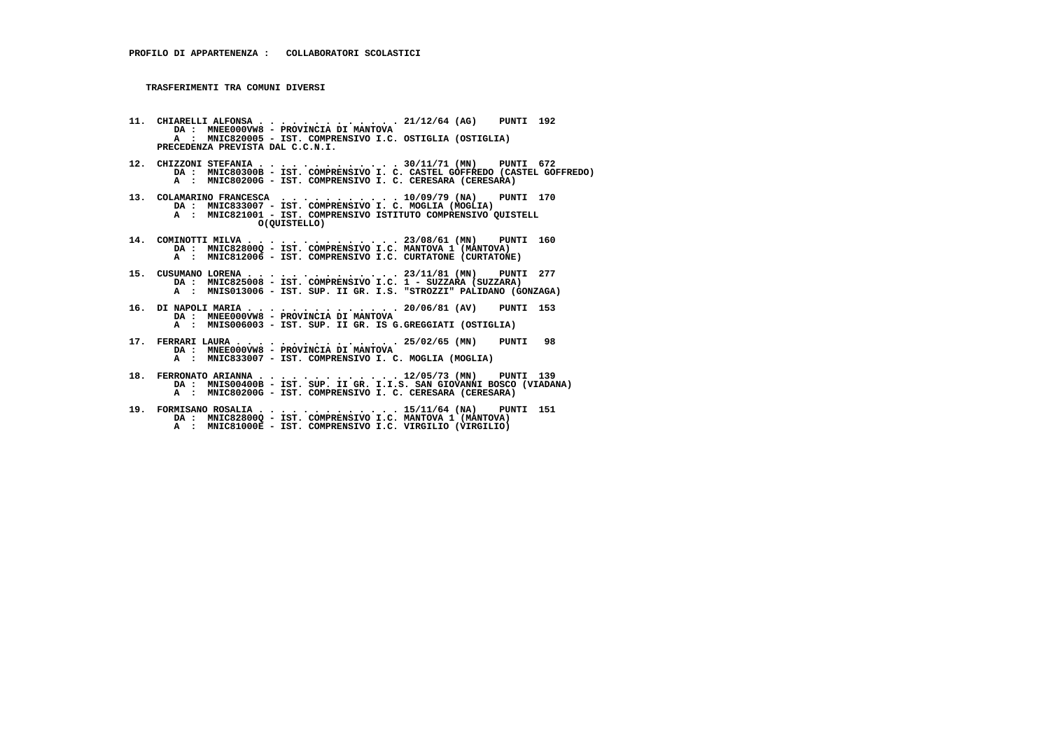**PROFILO DI APPARTENENZA : COLLABORATORI SCOLASTICI**

**TRASFERIMENTI TRA COMUNI DIVERSI**

**11. CHIARELLI ALFONSA . . . . . . . . . . . . . . 21/12/64 (AG) PUNTI 192**
DA : MNEE000VW8 - PROVINCIA DI MANTOVA
A : MNIC820005 - IST. COMPRENSIVO I.C. OSTIGLIA (OSTIGLIA)
PRECEDENZA PREVISTA DAL C.C.N.I.

**12. CHIZZONI STEFANIA . . . . . . . . . . . . . 30/11/71 (MN) PUNTI 672**
DA : MNIC80300B - IST. COMPRENSIVO I. C. CASTEL GOFFREDO (CASTEL GOFFREDO)
A : MNIC80200G - IST. COMPRENSIVO I. C. CERESARA (CERESARA)

**13. COLAMARINO FRANCESCA . . . . . . . . . . . 10/09/79 (NA) PUNTI 170**
DA : MNIC833007 - IST. COMPRENSIVO I. C. MOGLIA (MOGLIA)
A : MNIC821001 - IST. COMPRENSIVO ISTITUTO COMPRENSIVO QUISTELL O(QUISTELLO)

**14. COMINOTTI MILVA . . . . . . . . . . . . . . 23/08/61 (MN) PUNTI 160**
DA : MNIC82800Q - IST. COMPRENSIVO I.C. MANTOVA 1 (MANTOVA)
A : MNIC812006 - IST. COMPRENSIVO I.C. CURTATONE (CURTATONE)

**15. CUSUMANO LORENA . . . . . . . . . . . . . . 23/11/81 (MN) PUNTI 277**
DA : MNIC825008 - IST. COMPRENSIVO I.C. 1 - SUZZARA (SUZZARA)
A : MNIS013006 - IST. SUP. II GR. I.S. "STROZZI" PALIDANO (GONZAGA)

**16. DI NAPOLI MARIA . . . . . . . . . . . . . . 20/06/81 (AV) PUNTI 153**
DA : MNEE000VW8 - PROVINCIA DI MANTOVA
A : MNIS006003 - IST. SUP. II GR. IS G.GREGGIATI (OSTIGLIA)

**17. FERRARI LAURA . . . . . . . . . . . . . . . 25/02/65 (MN) PUNTI 98**
DA : MNEE000VW8 - PROVINCIA DI MANTOVA
A : MNIC833007 - IST. COMPRENSIVO I. C. MOGLIA (MOGLIA)

**18. FERRONATO ARIANNA . . . . . . . . . . . . . 12/05/73 (MN) PUNTI 139**
DA : MNIS00400B - IST. SUP. II GR. I.I.S. SAN GIOVANNI BOSCO (VIADANA)
A : MNIC80200G - IST. COMPRENSIVO I. C. CERESARA (CERESARA)

**19. FORMISANO ROSALIA . . . . . . . . . . . . . 15/11/64 (NA) PUNTI 151**
DA : MNIC82800Q - IST. COMPRENSIVO I.C. MANTOVA 1 (MANTOVA)
A : MNIC81000E - IST. COMPRENSIVO I.C. VIRGILIO (VIRGILIO)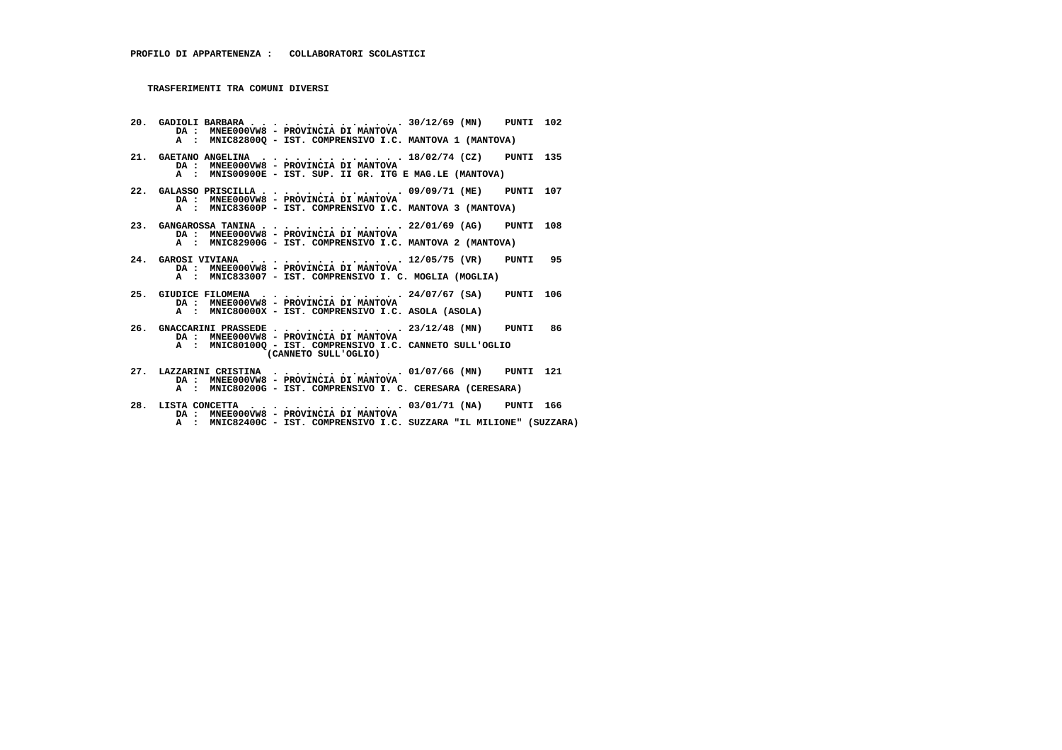**PROFILO DI APPARTENENZA : COLLABORATORI SCOLASTICI**

**TRASFERIMENTI TRA COMUNI DIVERSI**

20. GADIOLI BARBARA . . . . . . . . . . . . . . 30/12/69 (MN) PUNTI 102
    DA : MNEE000VW8 - PROVINCIA DI MANTOVA
    A : MNIC82800Q - IST. COMPRENSIVO I.C. MANTOVA 1 (MANTOVA)

21. GAETANO ANGELINA . . . . . . . . . . . . . 18/02/74 (CZ) PUNTI 135
    DA : MNEE000VW8 - PROVINCIA DI MANTOVA
    A : MNIS00900E - IST. SUP. II GR. ITG E MAG.LE (MANTOVA)

22. GALASSO PRISCILLA . . . . . . . . . . . . . 09/09/71 (ME) PUNTI 107
    DA : MNEE000VW8 - PROVINCIA DI MANTOVA
    A : MNIC83600P - IST. COMPRENSIVO I.C. MANTOVA 3 (MANTOVA)

23. GANGAROSSA TANINA . . . . . . . . . . . . . 22/01/69 (AG) PUNTI 108
    DA : MNEE000VW8 - PROVINCIA DI MANTOVA
    A : MNIC82900G - IST. COMPRENSIVO I.C. MANTOVA 2 (MANTOVA)

24. GAROSI VIVIANA . . . . . . . . . . . . . . 12/05/75 (VR) PUNTI 95
    DA : MNEE000VW8 - PROVINCIA DI MANTOVA
    A : MNIC833007 - IST. COMPRENSIVO I. C. MOGLIA (MOGLIA)

25. GIUDICE FILOMENA . . . . . . . . . . . . . 24/07/67 (SA) PUNTI 106
    DA : MNEE000VW8 - PROVINCIA DI MANTOVA
    A : MNIC80000X - IST. COMPRENSIVO I.C. ASOLA (ASOLA)

26. GNACCARINI PRASSEDE . . . . . . . . . . . . 23/12/48 (MN) PUNTI 86
    DA : MNEE000VW8 - PROVINCIA DI MANTOVA
    A : MNIC80100Q - IST. COMPRENSIVO I.C. CANNETO SULL'OGLIO (CANNETO SULL'OGLIO)

27. LAZZARINI CRISTINA . . . . . . . . . . . . 01/07/66 (MN) PUNTI 121
    DA : MNEE000VW8 - PROVINCIA DI MANTOVA
    A : MNIC80200G - IST. COMPRENSIVO I. C. CERESARA (CERESARA)

28. LISTA CONCETTA . . . . . . . . . . . . . . 03/01/71 (NA) PUNTI 166
    DA : MNEE000VW8 - PROVINCIA DI MANTOVA
    A : MNIC82400C - IST. COMPRENSIVO I.C. SUZZARA "IL MILIONE" (SUZZARA)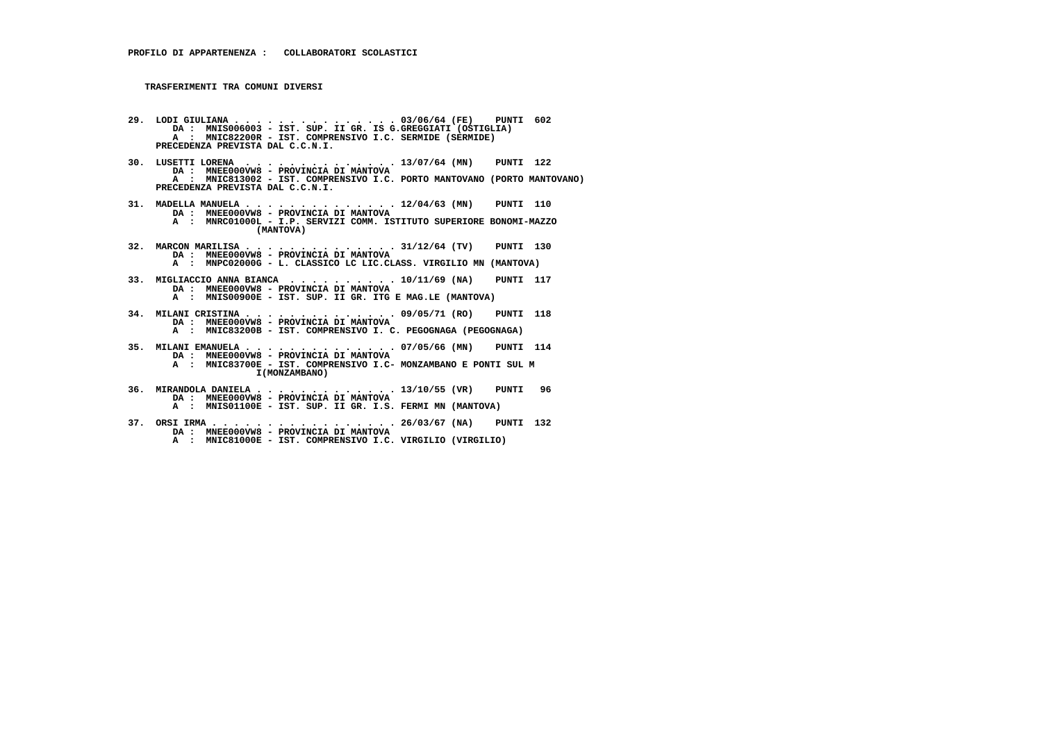**PROFILO DI APPARTENENZA : COLLABORATORI SCOLASTICI**

**TRASFERIMENTI TRA COMUNI DIVERSI**

**29. LODI GIULIANA . . . . . . . . . . . . . . 03/06/64 (FE) PUNTI 602**
DA : MNIS006003 - IST. SUP. II GR. IS G.GREGGIATI (OSTIGLIA)
A : MNIC82200R - IST. COMPRENSIVO I.C. SERMIDE (SERMIDE)
PRECEDENZA PREVISTA DAL C.C.N.I.

**30. LUSETTI LORENA . . . . . . . . . . . . . . 13/07/64 (MN) PUNTI 122**
DA : MNEE000VW8 - PROVINCIA DI MANTOVA
A : MNIC813002 - IST. COMPRENSIVO I.C. PORTO MANTOVANO (PORTO MANTOVANO)
PRECEDENZA PREVISTA DAL C.C.N.I.

**31. MADELLA MANUELA . . . . . . . . . . . . . . 12/04/63 (MN) PUNTI 110**
DA : MNEE000VW8 - PROVINCIA DI MANTOVA
A : MNRC01000L - I.P. SERVIZI COMM. ISTITUTO SUPERIORE BONOMI-MAZZO (MANTOVA)

**32. MARCON MARILISA . . . . . . . . . . . . . . 31/12/64 (TV) PUNTI 130**
DA : MNEE000VW8 - PROVINCIA DI MANTOVA
A : MNPC02000G - L. CLASSICO LC LIC.CLASS. VIRGILIO MN (MANTOVA)

**33. MIGLIACCIO ANNA BIANCA . . . . . . . . . . 10/11/69 (NA) PUNTI 117**
DA : MNEE000VW8 - PROVINCIA DI MANTOVA
A : MNIS00900E - IST. SUP. II GR. ITG E MAG.LE (MANTOVA)

**34. MILANI CRISTINA . . . . . . . . . . . . . . 09/05/71 (RO) PUNTI 118**
DA : MNEE000VW8 - PROVINCIA DI MANTOVA
A : MNIC83200B - IST. COMPRENSIVO I. C. PEGOGNAGA (PEGOGNAGA)

**35. MILANI EMANUELA . . . . . . . . . . . . . . 07/05/66 (MN) PUNTI 114**
DA : MNEE000VW8 - PROVINCIA DI MANTOVA
A : MNIC83700E - IST. COMPRENSIVO I.C- MONZAMBANO E PONTI SUL MI(MONZAMBANO)

**36. MIRANDOLA DANIELA . . . . . . . . . . . . . 13/10/55 (VR) PUNTI 96**
DA : MNEE000VW8 - PROVINCIA DI MANTOVA
A : MNIS01100E - IST. SUP. II GR. I.S. FERMI MN (MANTOVA)

**37. ORSI IRMA . . . . . . . . . . . . . . . . . 26/03/67 (NA) PUNTI 132**
DA : MNEE000VW8 - PROVINCIA DI MANTOVA
A : MNIC81000E - IST. COMPRENSIVO I.C. VIRGILIO (VIRGILIO)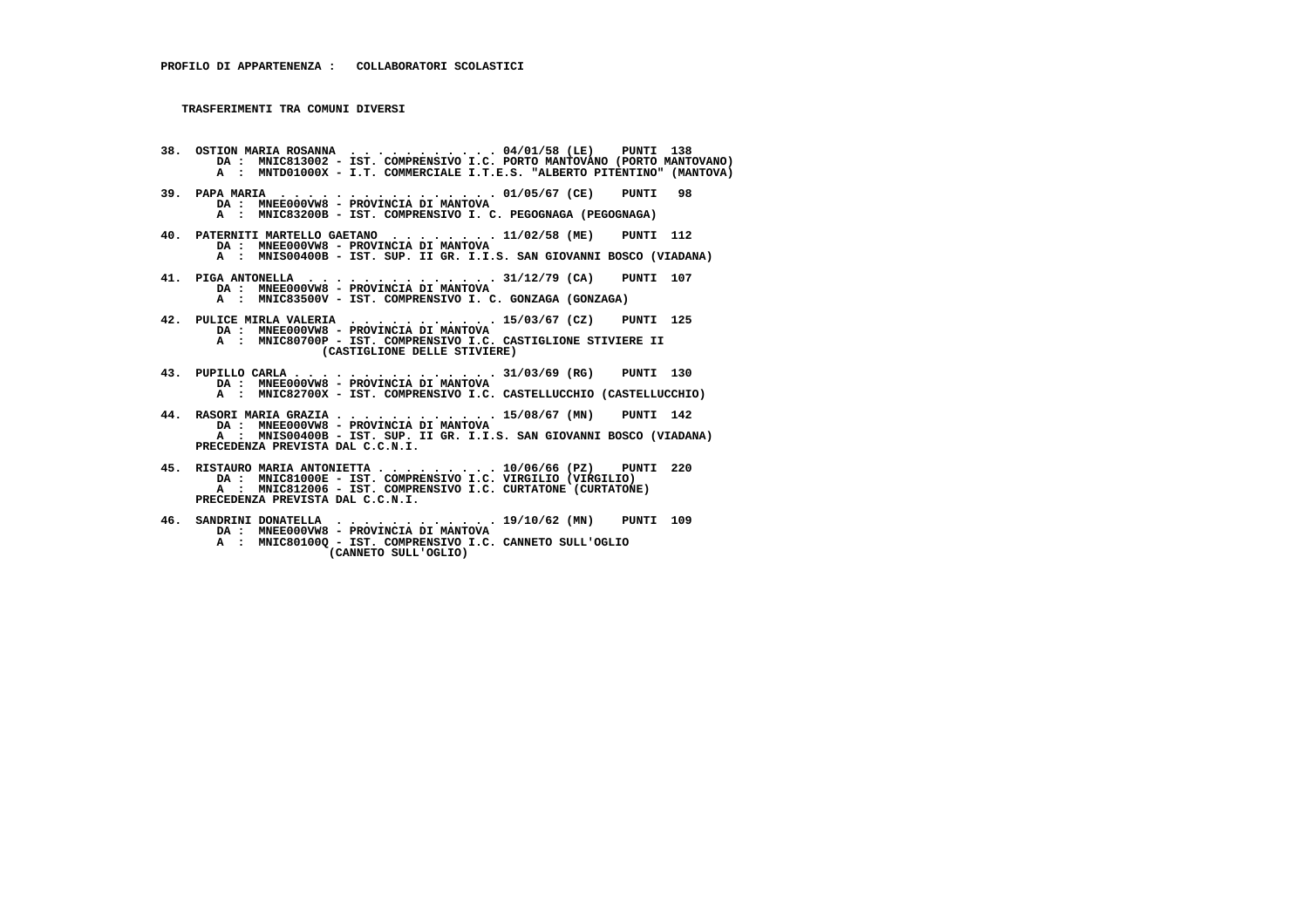**PROFILO DI APPARTENENZA : COLLABORATORI SCOLASTICI**

**TRASFERIMENTI TRA COMUNI DIVERSI**

**38. OSTION MARIA ROSANNA . . . . . . . . . . . 04/01/58 (LE) PUNTI 138**
DA : MNIC813002 - IST. COMPRENSIVO I.C. PORTO MANTOVANO (PORTO MANTOVANO)
A : MNTD01000X - I.T. COMMERCIALE I.T.E.S. "ALBERTO PITENTINO" (MANTOVA)

**39. PAPA MARIA . . . . . . . . . . . . . . . . 01/05/67 (CE) PUNTI 98**
DA : MNEE000VW8 - PROVINCIA DI MANTOVA
A : MNIC83200B - IST. COMPRENSIVO I. C. PEGOGNAGA (PEGOGNAGA)

**40. PATERNITI MARTELLO GAETANO . . . . . . . . 11/02/58 (ME) PUNTI 112**
DA : MNEE000VW8 - PROVINCIA DI MANTOVA
A : MNIS00400B - IST. SUP. II GR. I.I.S. SAN GIOVANNI BOSCO (VIADANA)

**41. PIGA ANTONELLA . . . . . . . . . . . . . . 31/12/79 (CA) PUNTI 107**
DA : MNEE000VW8 - PROVINCIA DI MANTOVA
A : MNIC83500V - IST. COMPRENSIVO I. C. GONZAGA (GONZAGA)

**42. PULICE MIRLA VALERIA . . . . . . . . . . . 15/03/67 (CZ) PUNTI 125**
DA : MNEE000VW8 - PROVINCIA DI MANTOVA
A : MNIC80700P - IST. COMPRENSIVO I.C. CASTIGLIONE STIVIERE II (CASTIGLIONE DELLE STIVIERE)

**43. PUPILLO CARLA . . . . . . . . . . . . . . . 31/03/69 (RG) PUNTI 130**
DA : MNEE000VW8 - PROVINCIA DI MANTOVA
A : MNIC82700X - IST. COMPRENSIVO I.C. CASTELLUCCHIO (CASTELLUCCHIO)

**44. RASORI MARIA GRAZIA . . . . . . . . . . . . 15/08/67 (MN) PUNTI 142**
DA : MNEE000VW8 - PROVINCIA DI MANTOVA
A : MNIS00400B - IST. SUP. II GR. I.I.S. SAN GIOVANNI BOSCO (VIADANA)
PRECEDENZA PREVISTA DAL C.C.N.I.

**45. RISTAURO MARIA ANTONIETTA . . . . . . . . . 10/06/66 (PZ) PUNTI 220**
DA : MNIC81000E - IST. COMPRENSIVO I.C. VIRGILIO (VIRGILIO)
A : MNIC812006 - IST. COMPRENSIVO I.C. CURTATONE (CURTATONE)
PRECEDENZA PREVISTA DAL C.C.N.I.

**46. SANDRINI DONATELLA . . . . . . . . . . . . 19/10/62 (MN) PUNTI 109**
DA : MNEE000VW8 - PROVINCIA DI MANTOVA
A : MNIC80100Q - IST. COMPRENSIVO I.C. CANNETO SULL'OGLIO (CANNETO SULL'OGLIO)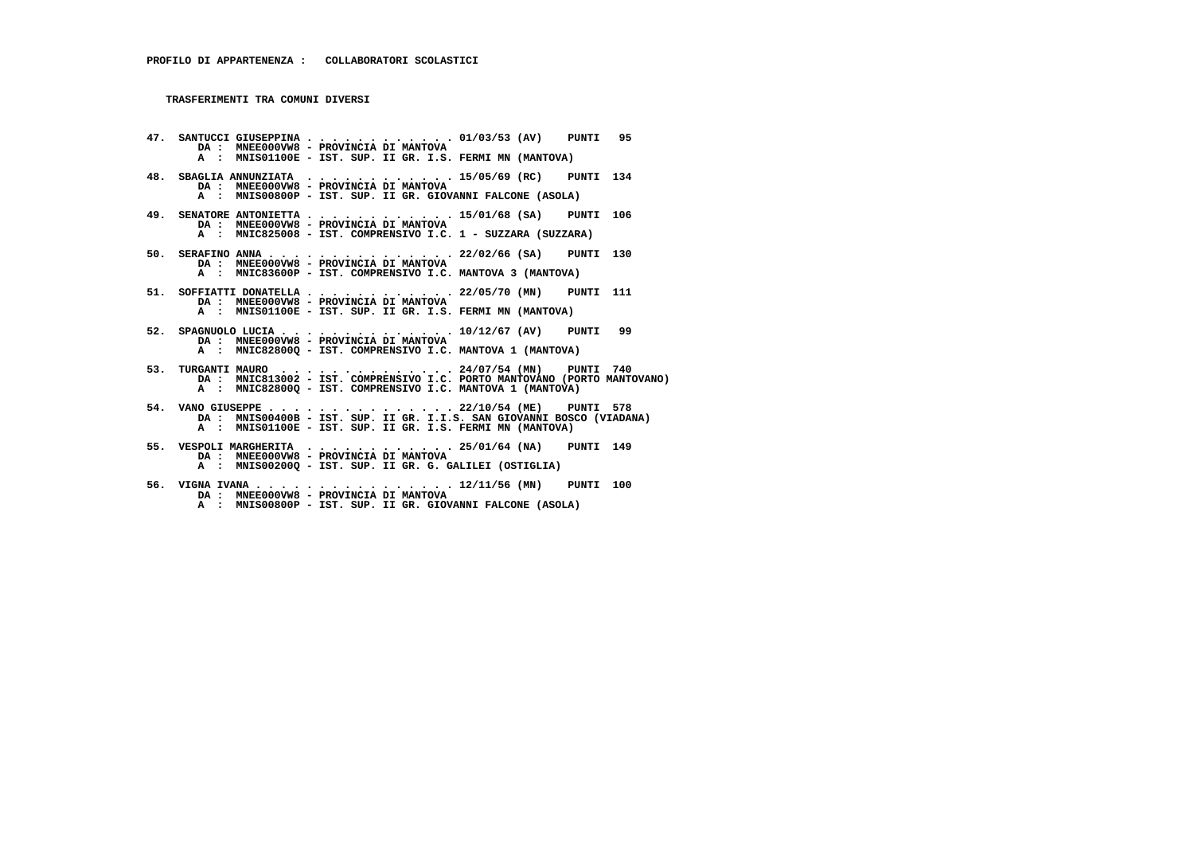**PROFILO DI APPARTENENZA : COLLABORATORI SCOLASTICI**

**TRASFERIMENTI TRA COMUNI DIVERSI**

```
47. SANTUCCI GIUSEPPINA . . . . . . . . . . . . 01/03/53 (AV)   PUNTI  95
      DA : MNEE000VW8 - PROVINCIA DI MANTOVA
      A  : MNIS01100E - IST. SUP. II GR. I.S. FERMI MN (MANTOVA)

48. SBAGLIA ANNUNZIATA  . . . . . . . . . . . . 15/05/69 (RC)   PUNTI 134
      DA : MNEE000VW8 - PROVINCIA DI MANTOVA
      A  : MNIS00800P - IST. SUP. II GR. GIOVANNI FALCONE (ASOLA)

49. SENATORE ANTONIETTA . . . . . . . . . . . . 15/01/68 (SA)   PUNTI 106
      DA : MNEE000VW8 - PROVINCIA DI MANTOVA
      A  : MNIC825008 - IST. COMPRENSIVO I.C. 1 - SUZZARA (SUZZARA)

50. SERAFINO ANNA . . . . . . . . . . . . . . . 22/02/66 (SA)   PUNTI 130
      DA : MNEE000VW8 - PROVINCIA DI MANTOVA
      A  : MNIC83600P - IST. COMPRENSIVO I.C. MANTOVA 3 (MANTOVA)

51. SOFFIATTI DONATELLA . . . . . . . . . . . . 22/05/70 (MN)   PUNTI 111
      DA : MNEE000VW8 - PROVINCIA DI MANTOVA
      A  : MNIS01100E - IST. SUP. II GR. I.S. FERMI MN (MANTOVA)

52. SPAGNUOLO LUCIA . . . . . . . . . . . . . . 10/12/67 (AV)   PUNTI  99
      DA : MNEE000VW8 - PROVINCIA DI MANTOVA
      A  : MNIC82800Q - IST. COMPRENSIVO I.C. MANTOVA 1 (MANTOVA)

53. TURGANTI MAURO  . . . . . . . . . . . . . . 24/07/54 (MN)   PUNTI 740
      DA : MNIC813002 - IST. COMPRENSIVO I.C. PORTO MANTOVANO (PORTO MANTOVANO)
      A  : MNIC82800Q - IST. COMPRENSIVO I.C. MANTOVA 1 (MANTOVA)

54. VANO GIUSEPPE . . . . . . . . . . . . . . . 22/10/54 (ME)   PUNTI 578
      DA : MNIS00400B - IST. SUP. II GR. I.I.S. SAN GIOVANNI BOSCO (VIADANA)
      A  : MNIS01100E - IST. SUP. II GR. I.S. FERMI MN (MANTOVA)

55. VESPOLI MARGHERITA  . . . . . . . . . . . . 25/01/64 (NA)   PUNTI 149
      DA : MNEE000VW8 - PROVINCIA DI MANTOVA
      A  : MNIS00200Q - IST. SUP. II GR. G. GALILEI (OSTIGLIA)

56. VIGNA IVANA . . . . . . . . . . . . . . . . 12/11/56 (MN)   PUNTI 100
      DA : MNEE000VW8 - PROVINCIA DI MANTOVA
      A  : MNIS00800P - IST. SUP. II GR. GIOVANNI FALCONE (ASOLA)
```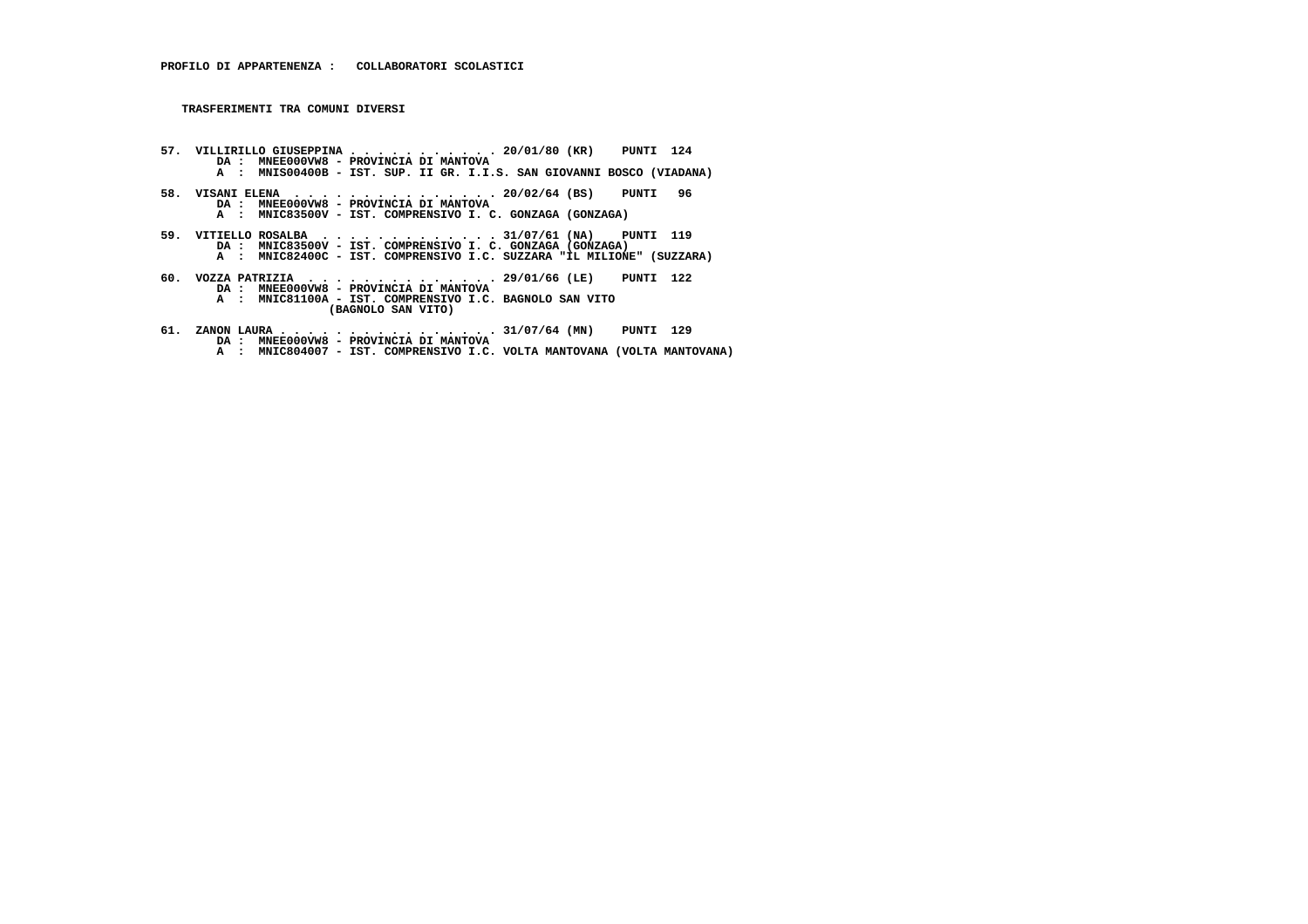**PROFILO DI APPARTENENZA : COLLABORATORI SCOLASTICI**

**TRASFERIMENTI TRA COMUNI DIVERSI**

57. VILLIRILLO GIUSEPPINA . . . . . . . . . . . . 20/01/80 (KR) PUNTI 124
    DA : MNEE000VW8 - PROVINCIA DI MANTOVA
    A : MNIS00400B - IST. SUP. II GR. I.I.S. SAN GIOVANNI BOSCO (VIADANA)

58. VISANI ELENA . . . . . . . . . . . . . . . 20/02/64 (BS) PUNTI 96
    DA : MNEE000VW8 - PROVINCIA DI MANTOVA
    A : MNIC83500V - IST. COMPRENSIVO I. C. GONZAGA (GONZAGA)

59. VITIELLO ROSALBA . . . . . . . . . . . . . 31/07/61 (NA) PUNTI 119
    DA : MNIC83500V - IST. COMPRENSIVO I. C. GONZAGA (GONZAGA)
    A : MNIC82400C - IST. COMPRENSIVO I.C. SUZZARA "IL MILIONE" (SUZZARA)

60. VOZZA PATRIZIA . . . . . . . . . . . . . . 29/01/66 (LE) PUNTI 122
    DA : MNEE000VW8 - PROVINCIA DI MANTOVA
    A : MNIC81100A - IST. COMPRENSIVO I.C. BAGNOLO SAN VITO (BAGNOLO SAN VITO)

61. ZANON LAURA . . . . . . . . . . . . . . . . 31/07/64 (MN) PUNTI 129
    DA : MNEE000VW8 - PROVINCIA DI MANTOVA
    A : MNIC804007 - IST. COMPRENSIVO I.C. VOLTA MANTOVANA (VOLTA MANTOVANA)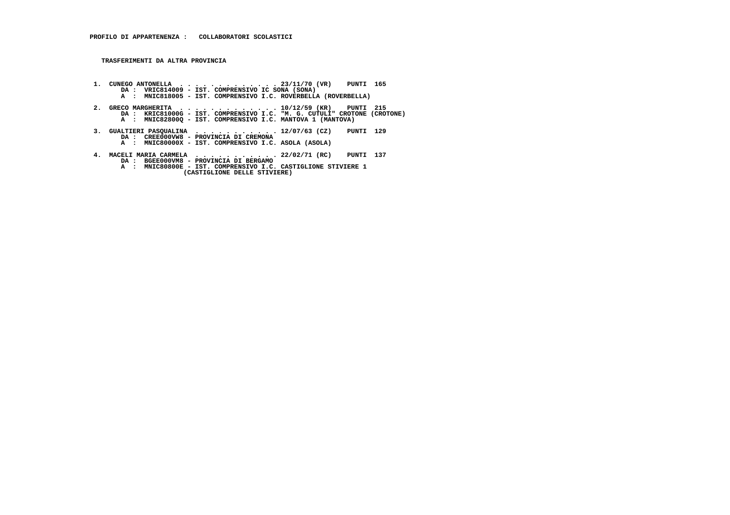**PROFILO DI APPARTENENZA : COLLABORATORI SCOLASTICI**

**TRASFERIMENTI DA ALTRA PROVINCIA**

1. CUNEGO ANTONELLA . . . . . . . . . . . . . 23/11/70 (VR) PUNTI 165
   DA : VRIC814009 - IST. COMPRENSIVO IC SONA (SONA)
   A : MNIC818005 - IST. COMPRENSIVO I.C. ROVERBELLA (ROVERBELLA)

2. GRECO MARGHERITA . . . . . . . . . . . . . 10/12/59 (KR) PUNTI 215
   DA : KRIC81000G - IST. COMPRENSIVO I.C. "M. G. CUTULI" CROTONE (CROTONE)
   A : MNIC82800Q - IST. COMPRENSIVO I.C. MANTOVA 1 (MANTOVA)

3. GUALTIERI PASQUALINA . . . . . . . . . . . 12/07/63 (CZ) PUNTI 129
   DA : CREE000VW8 - PROVINCIA DI CREMONA
   A : MNIC80000X - IST. COMPRENSIVO I.C. ASOLA (ASOLA)

4. MACELI MARIA CARMELA . . . . . . . . . . . 22/02/71 (RC) PUNTI 137
   DA : BGEE000VM8 - PROVINCIA DI BERGAMO
   A : MNIC80800E - IST. COMPRENSIVO I.C. CASTIGLIONE STIVIERE 1
   (CASTIGLIONE DELLE STIVIERE)